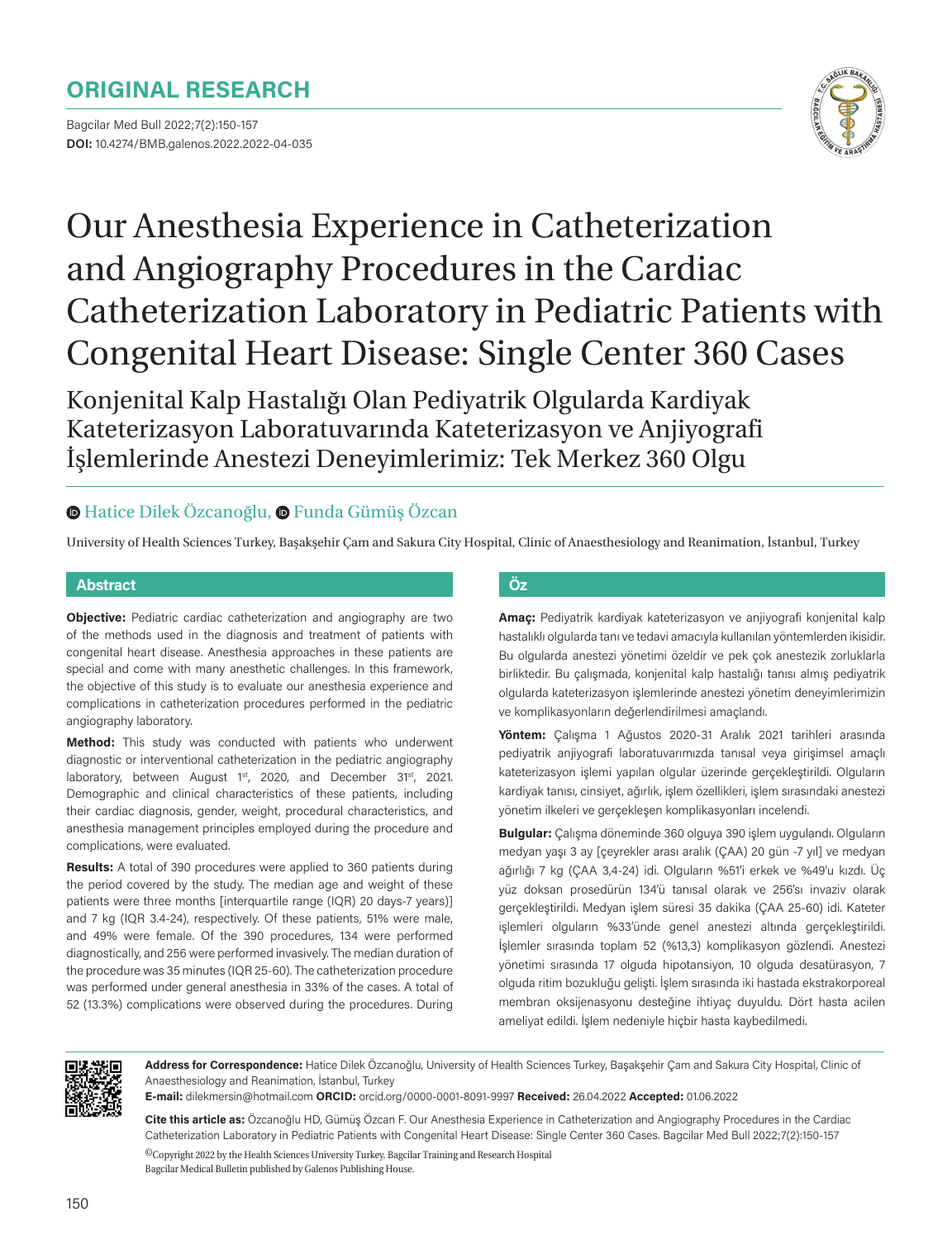ORIGINAL RESEARCH

Bagcilar Med Bull 2022;7(2):150-157
**DOI:** 10.4274/BMB.galenos.2022.2022-04-035

# Our Anesthesia Experience in Catheterization and Angiography Procedures in the Cardiac Catheterization Laboratory in Pediatric Patients with Congenital Heart Disease: Single Center 360 Cases

## Konjenital Kalp Hastalığı Olan Pediyatrik Olgularda Kardiyak Kateterizasyon Laboratuvarında Kateterizasyon ve Anjiyografi İşlemlerinde Anestezi Deneyimlerimiz: Tek Merkez 360 Olgu

Hatice Dilek Özcanoğlu, Funda Gümüş Özcan

University of Health Sciences Turkey, Başakşehir Çam and Sakura City Hospital, Clinic of Anaesthesiology and Reanimation, İstanbul, Turkey

### Abstract

**Objective:** Pediatric cardiac catheterization and angiography are two of the methods used in the diagnosis and treatment of patients with congenital heart disease. Anesthesia approaches in these patients are special and come with many anesthetic challenges. In this framework, the objective of this study is to evaluate our anesthesia experience and complications in catheterization procedures performed in the pediatric angiography laboratory.

**Method:** This study was conducted with patients who underwent diagnostic or interventional catheterization in the pediatric angiography laboratory, between August 1st, 2020, and December 31st, 2021. Demographic and clinical characteristics of these patients, including their cardiac diagnosis, gender, weight, procedural characteristics, and anesthesia management principles employed during the procedure and complications, were evaluated.

**Results:** A total of 390 procedures were applied to 360 patients during the period covered by the study. The median age and weight of these patients were three months [interquartile range (IQR) 20 days-7 years)] and 7 kg (IQR 3.4-24), respectively. Of these patients, 51% were male, and 49% were female. Of the 390 procedures, 134 were performed diagnostically, and 256 were performed invasively. The median duration of the procedure was 35 minutes (IQR 25-60). The catheterization procedure was performed under general anesthesia in 33% of the cases. A total of 52 (13.3%) complications were observed during the procedures. During

### Öz

**Amaç:** Pediyatrik kardiyak kateterizasyon ve anjiyografi konjenital kalp hastalıklı olgularda tanı ve tedavi amacıyla kullanılan yöntemlerden ikisidir. Bu olgularda anestezi yönetimi özeldir ve pek çok anestezik zorluklarla birliktedir. Bu çalışmada, konjenital kalp hastalığı tanısı almış pediyatrik olgularda kateterizasyon işlemlerinde anestezi yönetim deneyimlerimizin ve komplikasyonların değerlendirilmesi amaçlandı.

**Yöntem:** Çalışma 1 Ağustos 2020-31 Aralık 2021 tarihleri arasında pediyatrik anjiyografi laboratuvarımızda tanısal veya girişimsel amaçlı kateterizasyon işlemi yapılan olgular üzerinde gerçekleştirildi. Olguların kardiyak tanısı, cinsiyet, ağırlık, işlem özellikleri, işlem sırasındaki anestezi yönetim ilkeleri ve gerçekleşen komplikasyonları incelendi.

**Bulgular:** Çalışma döneminde 360 olguya 390 işlem uygulandı. Olguların medyan yaşı 3 ay [çeyrekler arası aralık (ÇAA) 20 gün -7 yıl] ve medyan ağırlığı 7 kg (ÇAA 3,4-24) idi. Olguların %51'i erkek ve %49'u kızdı. Üç yüz doksan prosedürün 134'ü tanısal olarak ve 256'sı invaziv olarak gerçekleştirildi. Medyan işlem süresi 35 dakika (ÇAA 25-60) idi. Kateter işlemleri olguların %33'ünde genel anestezi altında gerçekleştirildi. İşlemler sırasında toplam 52 (%13,3) komplikasyon gözlendi. Anestezi yönetimi sırasında 17 olguda hipotansiyon, 10 olguda desatürasyon, 7 olguda ritim bozukluğu gelişti. İşlem sırasında iki hastada ekstrakorporeal membran oksijenasyonu desteğine ihtiyaç duyuldu. Dört hasta acilen ameliyat edildi. İşlem nedeniyle hiçbir hasta kaybedilmedi.

---

**Address for Correspondence:** Hatice Dilek Özcanoğlu, University of Health Sciences Turkey, Başakşehir Çam and Sakura City Hospital, Clinic of Anaesthesiology and Reanimation, İstanbul, Turkey
**E-mail:** dilekmersin@hotmail.com **ORCID:** orcid.org/0000-0001-8091-9997 **Received:** 26.04.2022 **Accepted:** 01.06.2022

**Cite this article as:** Özcanoğlu HD, Gümüş Özcan F. Our Anesthesia Experience in Catheterization and Angiography Procedures in the Cardiac Catheterization Laboratory in Pediatric Patients with Congenital Heart Disease: Single Center 360 Cases. Bagcilar Med Bull 2022;7(2):150-157

©Copyright 2022 by the Health Sciences University Turkey, Bagcilar Training and Research Hospital
Bagcilar Medical Bulletin published by Galenos Publishing House.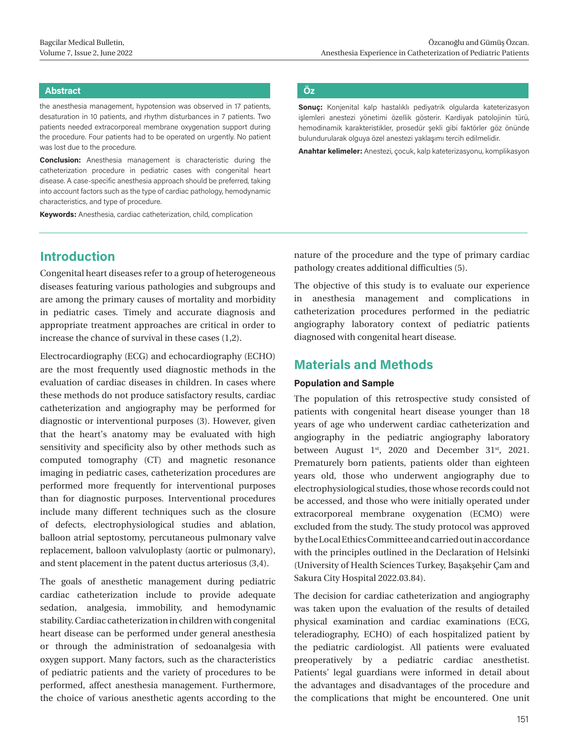## Abstract

the anesthesia management, hypotension was observed in 17 patients, desaturation in 10 patients, and rhythm disturbances in 7 patients. Two patients needed extracorporeal membrane oxygenation support during the procedure. Four patients had to be operated on urgently. No patient was lost due to the procedure.

**Conclusion:** Anesthesia management is characteristic during the catheterization procedure in pediatric cases with congenital heart disease. A case-specific anesthesia approach should be preferred, taking into account factors such as the type of cardiac pathology, hemodynamic characteristics, and type of procedure.

**Keywords:** Anesthesia, cardiac catheterization, child, complication

## Öz

**Sonuç:** Konjenital kalp hastalıklı pediyatrik olgularda kateterizasyon işlemleri anestezi yönetimi özellik gösterir. Kardiyak patolojinin türü, hemodinamik karakteristikler, prosedür şekli gibi faktörler göz önünde bulundurularak olguya özel anestezi yaklaşımı tercih edilmelidir.

**Anahtar kelimeler:** Anestezi, çocuk, kalp kateterizasyonu, komplikasyon

## Introduction

Congenital heart diseases refer to a group of heterogeneous diseases featuring various pathologies and subgroups and are among the primary causes of mortality and morbidity in pediatric cases. Timely and accurate diagnosis and appropriate treatment approaches are critical in order to increase the chance of survival in these cases (1,2).

Electrocardiography (ECG) and echocardiography (ECHO) are the most frequently used diagnostic methods in the evaluation of cardiac diseases in children. In cases where these methods do not produce satisfactory results, cardiac catheterization and angiography may be performed for diagnostic or interventional purposes (3). However, given that the heart's anatomy may be evaluated with high sensitivity and specificity also by other methods such as computed tomography (CT) and magnetic resonance imaging in pediatric cases, catheterization procedures are performed more frequently for interventional purposes than for diagnostic purposes. Interventional procedures include many different techniques such as the closure of defects, electrophysiological studies and ablation, balloon atrial septostomy, percutaneous pulmonary valve replacement, balloon valvuloplasty (aortic or pulmonary), and stent placement in the patent ductus arteriosus (3,4).

The goals of anesthetic management during pediatric cardiac catheterization include to provide adequate sedation, analgesia, immobility, and hemodynamic stability. Cardiac catheterization in children with congenital heart disease can be performed under general anesthesia or through the administration of sedoanalgesia with oxygen support. Many factors, such as the characteristics of pediatric patients and the variety of procedures to be performed, affect anesthesia management. Furthermore, the choice of various anesthetic agents according to the nature of the procedure and the type of primary cardiac pathology creates additional difficulties (5).

The objective of this study is to evaluate our experience in anesthesia management and complications in catheterization procedures performed in the pediatric angiography laboratory context of pediatric patients diagnosed with congenital heart disease.

## Materials and Methods

### Population and Sample

The population of this retrospective study consisted of patients with congenital heart disease younger than 18 years of age who underwent cardiac catheterization and angiography in the pediatric angiography laboratory between August 1st, 2020 and December 31st, 2021. Prematurely born patients, patients older than eighteen years old, those who underwent angiography due to electrophysiological studies, those whose records could not be accessed, and those who were initially operated under extracorporeal membrane oxygenation (ECMO) were excluded from the study. The study protocol was approved by the Local Ethics Committee and carried out in accordance with the principles outlined in the Declaration of Helsinki (University of Health Sciences Turkey, Başakşehir Çam and Sakura City Hospital 2022.03.84).

The decision for cardiac catheterization and angiography was taken upon the evaluation of the results of detailed physical examination and cardiac examinations (ECG, teleradiography, ECHO) of each hospitalized patient by the pediatric cardiologist. All patients were evaluated preoperatively by a pediatric cardiac anesthetist. Patients' legal guardians were informed in detail about the advantages and disadvantages of the procedure and the complications that might be encountered. One unit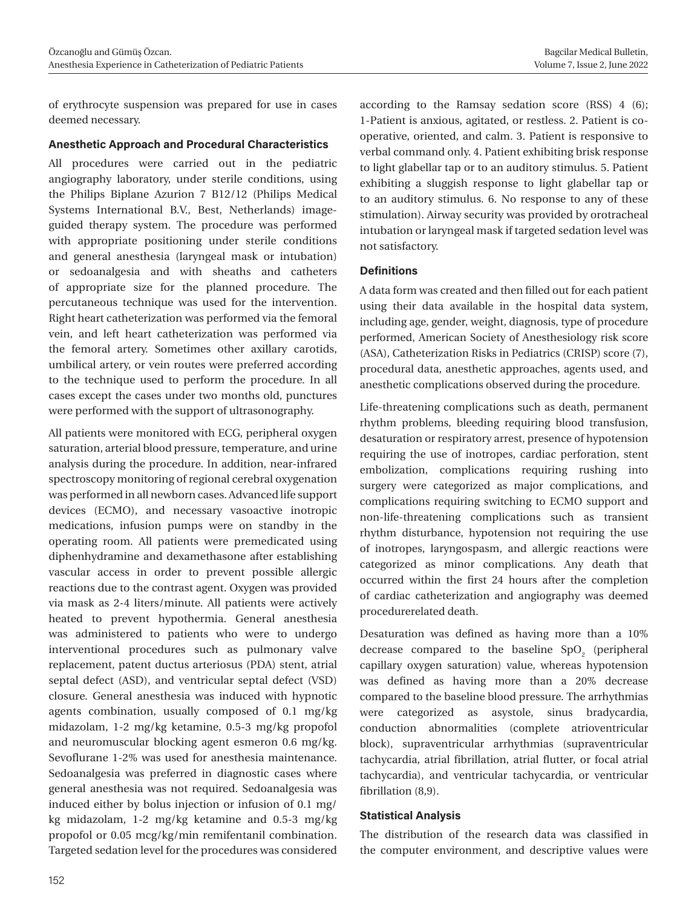of erythrocyte suspension was prepared for use in cases deemed necessary.

### Anesthetic Approach and Procedural Characteristics

All procedures were carried out in the pediatric angiography laboratory, under sterile conditions, using the Philips Biplane Azurion 7 B12/12 (Philips Medical Systems International B.V., Best, Netherlands) image-guided therapy system. The procedure was performed with appropriate positioning under sterile conditions and general anesthesia (laryngeal mask or intubation) or sedoanalgesia and with sheaths and catheters of appropriate size for the planned procedure. The percutaneous technique was used for the intervention. Right heart catheterization was performed via the femoral vein, and left heart catheterization was performed via the femoral artery. Sometimes other axillary carotids, umbilical artery, or vein routes were preferred according to the technique used to perform the procedure. In all cases except the cases under two months old, punctures were performed with the support of ultrasonography.

All patients were monitored with ECG, peripheral oxygen saturation, arterial blood pressure, temperature, and urine analysis during the procedure. In addition, near-infrared spectroscopy monitoring of regional cerebral oxygenation was performed in all newborn cases. Advanced life support devices (ECMO), and necessary vasoactive inotropic medications, infusion pumps were on standby in the operating room. All patients were premedicated using diphenhydramine and dexamethasone after establishing vascular access in order to prevent possible allergic reactions due to the contrast agent. Oxygen was provided via mask as 2-4 liters/minute. All patients were actively heated to prevent hypothermia. General anesthesia was administered to patients who were to undergo interventional procedures such as pulmonary valve replacement, patent ductus arteriosus (PDA) stent, atrial septal defect (ASD), and ventricular septal defect (VSD) closure. General anesthesia was induced with hypnotic agents combination, usually composed of 0.1 mg/kg midazolam, 1-2 mg/kg ketamine, 0.5-3 mg/kg propofol and neuromuscular blocking agent esmeron 0.6 mg/kg. Sevoflurane 1-2% was used for anesthesia maintenance. Sedoanalgesia was preferred in diagnostic cases where general anesthesia was not required. Sedoanalgesia was induced either by bolus injection or infusion of 0.1 mg/kg midazolam, 1-2 mg/kg ketamine and 0.5-3 mg/kg propofol or 0.05 mcg/kg/min remifentanil combination. Targeted sedation level for the procedures was considered according to the Ramsay sedation score (RSS) 4 (6); 1-Patient is anxious, agitated, or restless. 2. Patient is co-operative, oriented, and calm. 3. Patient is responsive to verbal command only. 4. Patient exhibiting brisk response to light glabellar tap or to an auditory stimulus. 5. Patient exhibiting a sluggish response to light glabellar tap or to an auditory stimulus. 6. No response to any of these stimulation). Airway security was provided by orotracheal intubation or laryngeal mask if targeted sedation level was not satisfactory.

### Definitions

A data form was created and then filled out for each patient using their data available in the hospital data system, including age, gender, weight, diagnosis, type of procedure performed, American Society of Anesthesiology risk score (ASA), Catheterization Risks in Pediatrics (CRISP) score (7), procedural data, anesthetic approaches, agents used, and anesthetic complications observed during the procedure.

Life-threatening complications such as death, permanent rhythm problems, bleeding requiring blood transfusion, desaturation or respiratory arrest, presence of hypotension requiring the use of inotropes, cardiac perforation, stent embolization, complications requiring rushing into surgery were categorized as major complications, and complications requiring switching to ECMO support and non-life-threatening complications such as transient rhythm disturbance, hypotension not requiring the use of inotropes, laryngospasm, and allergic reactions were categorized as minor complications. Any death that occurred within the first 24 hours after the completion of cardiac catheterization and angiography was deemed procedurerelated death.

Desaturation was defined as having more than a 10% decrease compared to the baseline $SpO_2$ (peripheral capillary oxygen saturation) value, whereas hypotension was defined as having more than a 20% decrease compared to the baseline blood pressure. The arrhythmias were categorized as asystole, sinus bradycardia, conduction abnormalities (complete atrioventricular block), supraventricular arrhythmias (supraventricular tachycardia, atrial fibrillation, atrial flutter, or focal atrial tachycardia), and ventricular tachycardia, or ventricular fibrillation (8,9).

### Statistical Analysis

The distribution of the research data was classified in the computer environment, and descriptive values were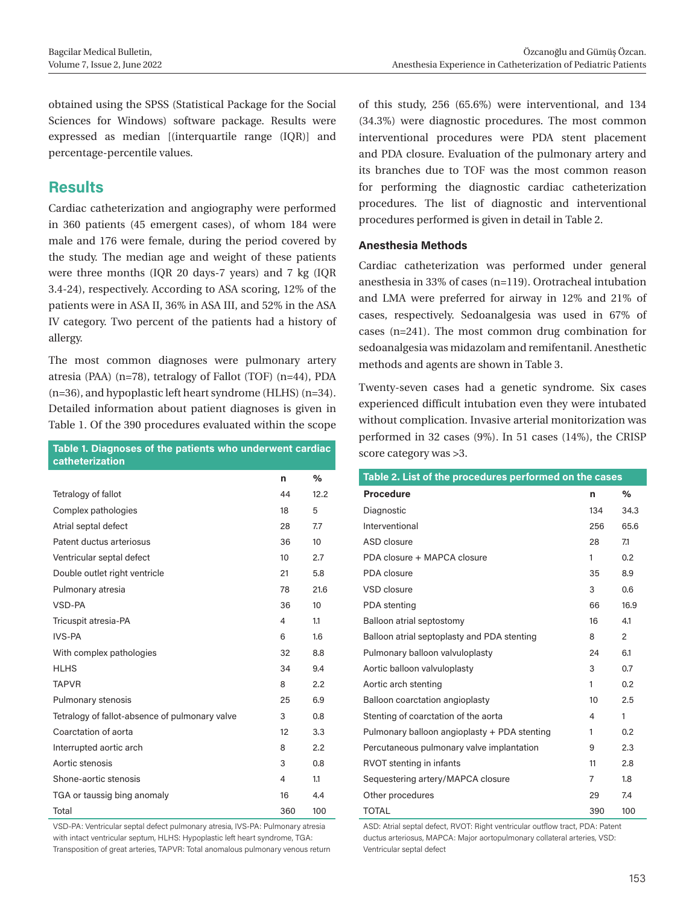obtained using the SPSS (Statistical Package for the Social Sciences for Windows) software package. Results were expressed as median [(interquartile range (IQR)] and percentage-percentile values.

## Results

Cardiac catheterization and angiography were performed in 360 patients (45 emergent cases), of whom 184 were male and 176 were female, during the period covered by the study. The median age and weight of these patients were three months (IQR 20 days-7 years) and 7 kg (IQR 3.4-24), respectively. According to ASA scoring, 12% of the patients were in ASA II, 36% in ASA III, and 52% in the ASA IV category. Two percent of the patients had a history of allergy.

The most common diagnoses were pulmonary artery atresia (PAA) (n=78), tetralogy of Fallot (TOF) (n=44), PDA (n=36), and hypoplastic left heart syndrome (HLHS) (n=34). Detailed information about patient diagnoses is given in Table 1. Of the 390 procedures evaluated within the scope of this study, 256 (65.6%) were interventional, and 134 (34.3%) were diagnostic procedures. The most common interventional procedures were PDA stent placement and PDA closure. Evaluation of the pulmonary artery and its branches due to TOF was the most common reason for performing the diagnostic cardiac catheterization procedures. The list of diagnostic and interventional procedures performed is given in detail in Table 2.

**Table 1. Diagnoses of the patients who underwent cardiac catheterization**

| | n | % |
|---|---|---|
| Tetralogy of fallot | 44 | 12.2 |
| Complex pathologies | 18 | 5 |
| Atrial septal defect | 28 | 7.7 |
| Patent ductus arteriosus | 36 | 10 |
| Ventricular septal defect | 10 | 2.7 |
| Double outlet right ventricle | 21 | 5.8 |
| Pulmonary atresia | 78 | 21.6 |
| VSD-PA | 36 | 10 |
| Tricuspit atresia-PA | 4 | 1.1 |
| IVS-PA | 6 | 1.6 |
| With complex pathologies | 32 | 8.8 |
| HLHS | 34 | 9.4 |
| TAPVR | 8 | 2.2 |
| Pulmonary stenosis | 25 | 6.9 |
| Tetralogy of fallot-absence of pulmonary valve | 3 | 0.8 |
| Coarctation of aorta | 12 | 3.3 |
| Interrupted aortic arch | 8 | 2.2 |
| Aortic stenosis | 3 | 0.8 |
| Shone-aortic stenosis | 4 | 1.1 |
| TGA or taussig bing anomaly | 16 | 4.4 |
| Total | 360 | 100 |

VSD-PA: Ventricular septal defect pulmonary atresia, IVS-PA: Pulmonary atresia with intact ventricular septum, HLHS: Hypoplastic left heart syndrome, TGA: Transposition of great arteries, TAPVR: Total anomalous pulmonary venous return

### Anesthesia Methods

Cardiac catheterization was performed under general anesthesia in 33% of cases (n=119). Orotracheal intubation and LMA were preferred for airway in 12% and 21% of cases, respectively. Sedoanalgesia was used in 67% of cases (n=241). The most common drug combination for sedoanalgesia was midazolam and remifentanil. Anesthetic methods and agents are shown in Table 3.

Twenty-seven cases had a genetic syndrome. Six cases experienced difficult intubation even they were intubated without complication. Invasive arterial monitorization was performed in 32 cases (9%). In 51 cases (14%), the CRISP score category was >3.

**Table 2. List of the procedures performed on the cases**

| Procedure | n | % |
|---|---|---|
| Diagnostic | 134 | 34.3 |
| Interventional | 256 | 65.6 |
| ASD closure | 28 | 7.1 |
| PDA closure + MAPCA closure | 1 | 0.2 |
| PDA closure | 35 | 8.9 |
| VSD closure | 3 | 0.6 |
| PDA stenting | 66 | 16.9 |
| Balloon atrial septostomy | 16 | 4.1 |
| Balloon atrial septoplasty and PDA stenting | 8 | 2 |
| Pulmonary balloon valvuloplasty | 24 | 6.1 |
| Aortic balloon valvuloplasty | 3 | 0.7 |
| Aortic arch stenting | 1 | 0.2 |
| Balloon coarctation angioplasty | 10 | 2.5 |
| Stenting of coarctation of the aorta | 4 | 1 |
| Pulmonary balloon angioplasty + PDA stenting | 1 | 0.2 |
| Percutaneous pulmonary valve implantation | 9 | 2.3 |
| RVOT stenting in infants | 11 | 2.8 |
| Sequestering artery/MAPCA closure | 7 | 1.8 |
| Other procedures | 29 | 7.4 |
| TOTAL | 390 | 100 |

ASD: Atrial septal defect, RVOT: Right ventricular outflow tract, PDA: Patent ductus arteriosus, MAPCA: Major aortopulmonary collateral arteries, VSD: Ventricular septal defect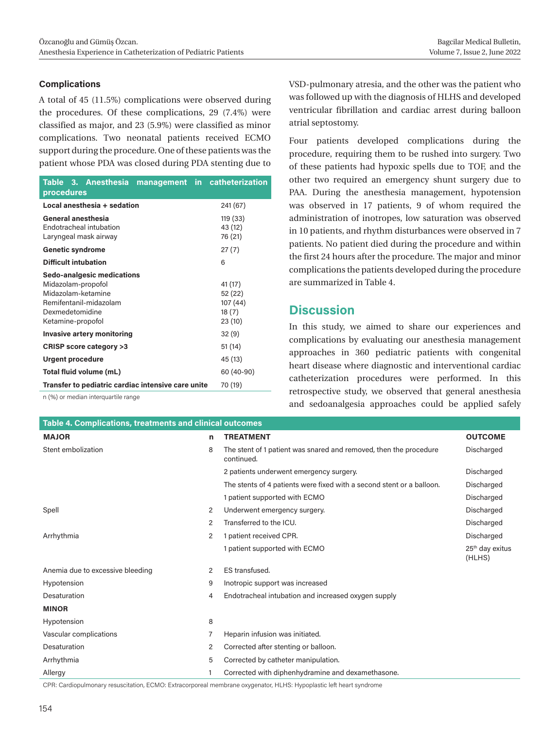### Complications

A total of 45 (11.5%) complications were observed during the procedures. Of these complications, 29 (7.4%) were classified as major, and 23 (5.9%) were classified as minor complications. Two neonatal patients received ECMO support during the procedure. One of these patients was the patient whose PDA was closed during PDA stenting due to VSD-pulmonary atresia, and the other was the patient who was followed up with the diagnosis of HLHS and developed ventricular fibrillation and cardiac arrest during balloon atrial septostomy.

Four patients developed complications during the procedure, requiring them to be rushed into surgery. Two of these patients had hypoxic spells due to TOF, and the other two required an emergency shunt surgery due to PAA. During the anesthesia management, hypotension was observed in 17 patients, 9 of whom required the administration of inotropes, low saturation was observed in 10 patients, and rhythm disturbances were observed in 7 patients. No patient died during the procedure and within the first 24 hours after the procedure. The major and minor complications the patients developed during the procedure are summarized in Table 4.

**Table 3. Anesthesia management in catheterization procedures**

| | |
|---|---|
| **Local anesthesia + sedation** | 241 (67) |
| **General anesthesia** | 119 (33) |
| Endotracheal intubation | 43 (12) |
| Laryngeal mask airway | 76 (21) |
| **Genetic syndrome** | 27 (7) |
| **Difficult intubation** | 6 |
| **Sedo-analgesic medications** | |
| Midazolam-propofol | 41 (17) |
| Midazolam-ketamine | 52 (22) |
| Remifentanil-midazolam | 107 (44) |
| Dexmedetomidine | 18 (7) |
| Ketamine-propofol | 23 (10) |
| **Invasive artery monitoring** | 32 (9) |
| **CRISP score category >3** | 51 (14) |
| **Urgent procedure** | 45 (13) |
| **Total fluid volume (mL)** | 60 (40-90) |
| **Transfer to pediatric cardiac intensive care unite** | 70 (19) |

n (%) or median interquartile range

## Discussion

In this study, we aimed to share our experiences and complications by evaluating our anesthesia management approaches in 360 pediatric patients with congenital heart disease where diagnostic and interventional cardiac catheterization procedures were performed. In this retrospective study, we observed that general anesthesia and sedoanalgesia approaches could be applied safely

**Table 4. Complications, treatments and clinical outcomes**

| MAJOR | n | TREATMENT | OUTCOME |
|---|---|---|---|
| Stent embolization | 8 | The stent of 1 patient was snared and removed, then the procedure continued. | Discharged |
| | | 2 patients underwent emergency surgery. | Discharged |
| | | The stents of 4 patients were fixed with a second stent or a balloon. | Discharged |
| | | 1 patient supported with ECMO | Discharged |
| Spell | 2 | Underwent emergency surgery. | Discharged |
| | 2 | Transferred to the ICU. | Discharged |
| Arrhythmia | 2 | 1 patient received CPR. | Discharged |
| | | 1 patient supported with ECMO | 25th day exitus (HLHS) |
| Anemia due to excessive bleeding | 2 | ES transfused. | |
| Hypotension | 9 | Inotropic support was increased | |
| Desaturation | 4 | Endotracheal intubation and increased oxygen supply | |
| **MINOR** | | | |
| Hypotension | 8 | | |
| Vascular complications | 7 | Heparin infusion was initiated. | |
| Desaturation | 2 | Corrected after stenting or balloon. | |
| Arrhythmia | 5 | Corrected by catheter manipulation. | |
| Allergy | 1 | Corrected with diphenhydramine and dexamethasone. | |

CPR: Cardiopulmonary resuscitation, ECMO: Extracorporeal membrane oxygenator, HLHS: Hypoplastic left heart syndrome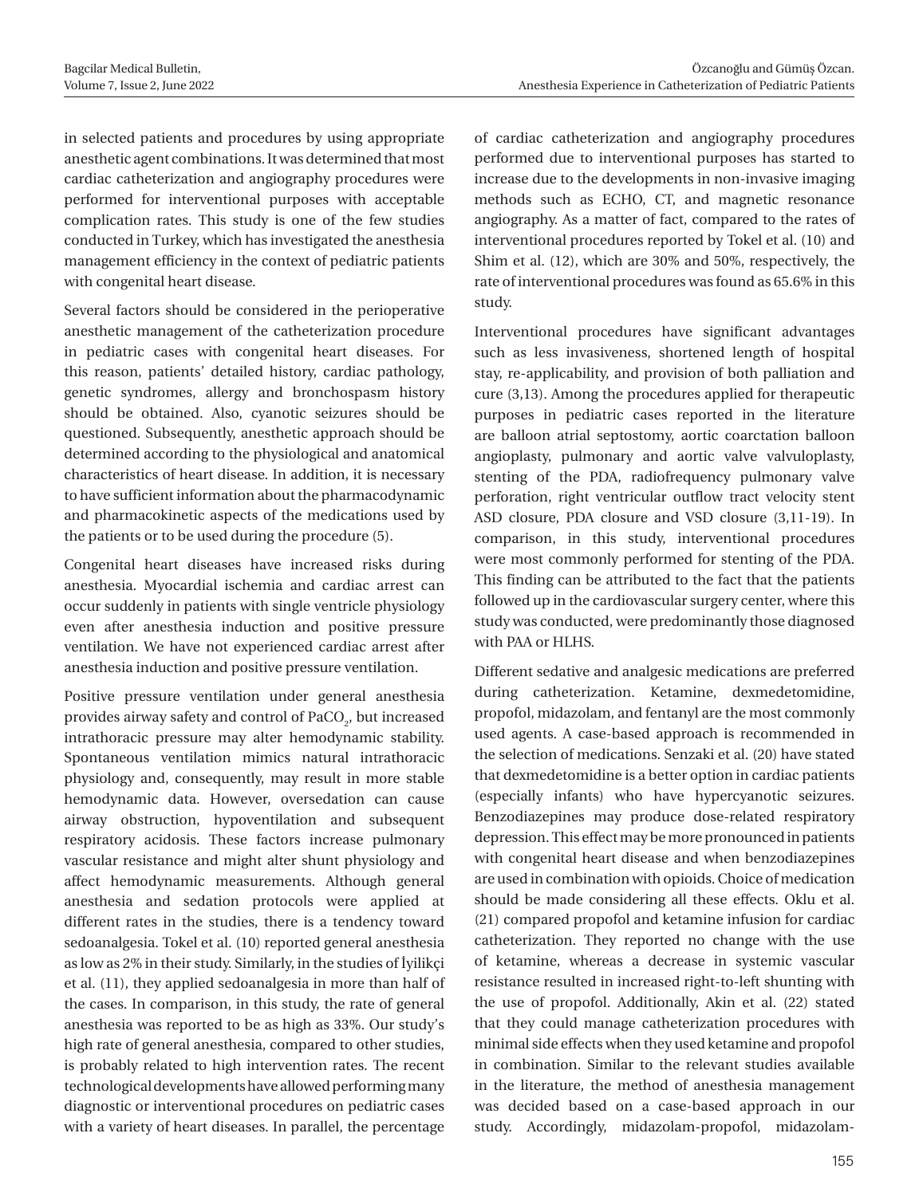in selected patients and procedures by using appropriate anesthetic agent combinations. It was determined that most cardiac catheterization and angiography procedures were performed for interventional purposes with acceptable complication rates. This study is one of the few studies conducted in Turkey, which has investigated the anesthesia management efficiency in the context of pediatric patients with congenital heart disease.

Several factors should be considered in the perioperative anesthetic management of the catheterization procedure in pediatric cases with congenital heart diseases. For this reason, patients' detailed history, cardiac pathology, genetic syndromes, allergy and bronchospasm history should be obtained. Also, cyanotic seizures should be questioned. Subsequently, anesthetic approach should be determined according to the physiological and anatomical characteristics of heart disease. In addition, it is necessary to have sufficient information about the pharmacodynamic and pharmacokinetic aspects of the medications used by the patients or to be used during the procedure (5).

Congenital heart diseases have increased risks during anesthesia. Myocardial ischemia and cardiac arrest can occur suddenly in patients with single ventricle physiology even after anesthesia induction and positive pressure ventilation. We have not experienced cardiac arrest after anesthesia induction and positive pressure ventilation.

Positive pressure ventilation under general anesthesia provides airway safety and control of $PaCO_2$, but increased intrathoracic pressure may alter hemodynamic stability. Spontaneous ventilation mimics natural intrathoracic physiology and, consequently, may result in more stable hemodynamic data. However, oversedation can cause airway obstruction, hypoventilation and subsequent respiratory acidosis. These factors increase pulmonary vascular resistance and might alter shunt physiology and affect hemodynamic measurements. Although general anesthesia and sedation protocols were applied at different rates in the studies, there is a tendency toward sedoanalgesia. Tokel et al. (10) reported general anesthesia as low as 2% in their study. Similarly, in the studies of İyilikçi et al. (11), they applied sedoanalgesia in more than half of the cases. In comparison, in this study, the rate of general anesthesia was reported to be as high as 33%. Our study's high rate of general anesthesia, compared to other studies, is probably related to high intervention rates. The recent technological developments have allowed performing many diagnostic or interventional procedures on pediatric cases with a variety of heart diseases. In parallel, the percentage of cardiac catheterization and angiography procedures performed due to interventional purposes has started to increase due to the developments in non-invasive imaging methods such as ECHO, CT, and magnetic resonance angiography. As a matter of fact, compared to the rates of interventional procedures reported by Tokel et al. (10) and Shim et al. (12), which are 30% and 50%, respectively, the rate of interventional procedures was found as 65.6% in this study.

Interventional procedures have significant advantages such as less invasiveness, shortened length of hospital stay, re-applicability, and provision of both palliation and cure (3,13). Among the procedures applied for therapeutic purposes in pediatric cases reported in the literature are balloon atrial septostomy, aortic coarctation balloon angioplasty, pulmonary and aortic valve valvuloplasty, stenting of the PDA, radiofrequency pulmonary valve perforation, right ventricular outflow tract velocity stent ASD closure, PDA closure and VSD closure (3,11-19). In comparison, in this study, interventional procedures were most commonly performed for stenting of the PDA. This finding can be attributed to the fact that the patients followed up in the cardiovascular surgery center, where this study was conducted, were predominantly those diagnosed with PAA or HLHS.

Different sedative and analgesic medications are preferred during catheterization. Ketamine, dexmedetomidine, propofol, midazolam, and fentanyl are the most commonly used agents. A case-based approach is recommended in the selection of medications. Senzaki et al. (20) have stated that dexmedetomidine is a better option in cardiac patients (especially infants) who have hypercyanotic seizures. Benzodiazepines may produce dose-related respiratory depression. This effect may be more pronounced in patients with congenital heart disease and when benzodiazepines are used in combination with opioids. Choice of medication should be made considering all these effects. Oklu et al. (21) compared propofol and ketamine infusion for cardiac catheterization. They reported no change with the use of ketamine, whereas a decrease in systemic vascular resistance resulted in increased right-to-left shunting with the use of propofol. Additionally, Akin et al. (22) stated that they could manage catheterization procedures with minimal side effects when they used ketamine and propofol in combination. Similar to the relevant studies available in the literature, the method of anesthesia management was decided based on a case-based approach in our study. Accordingly, midazolam-propofol, midazolam-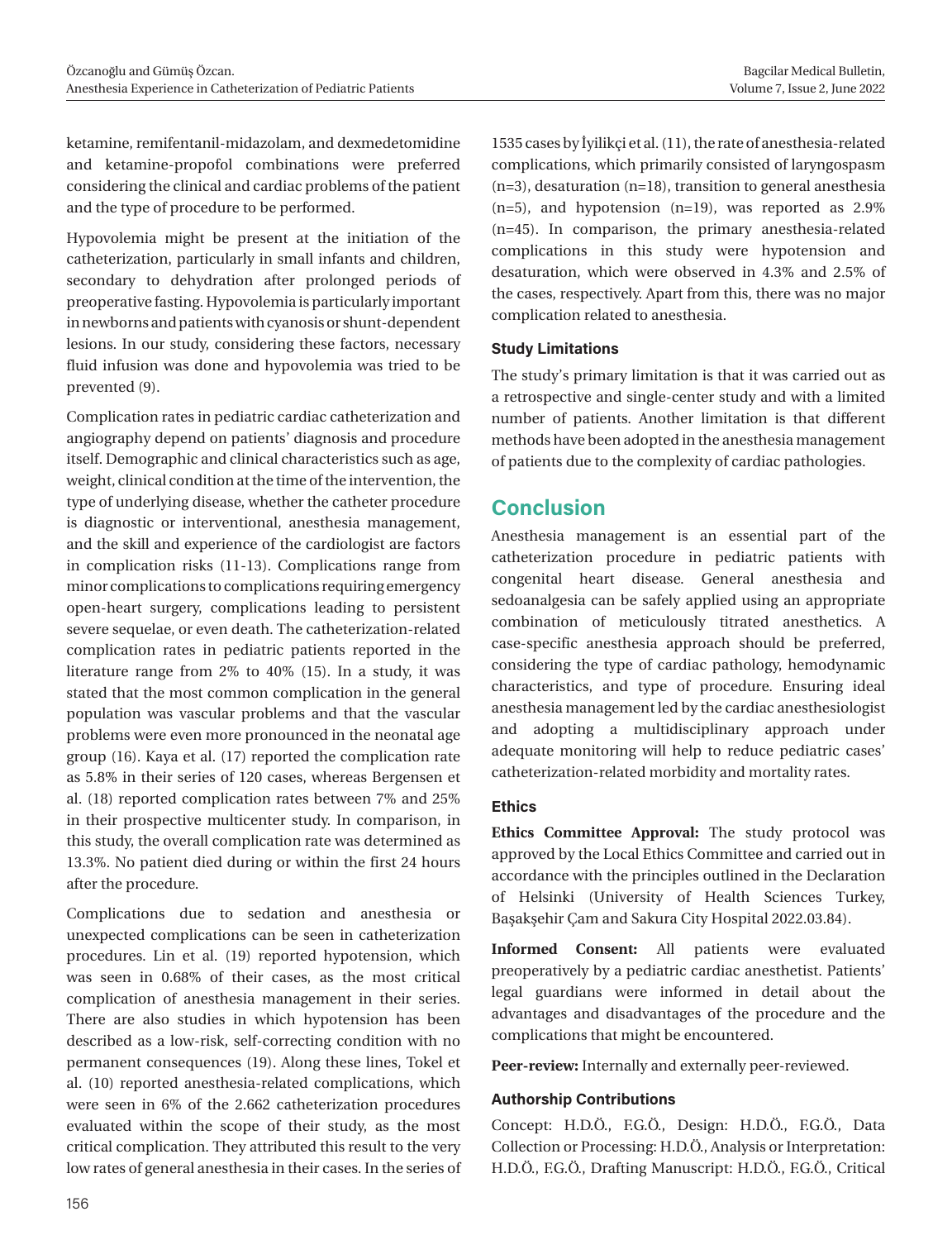ketamine, remifentanil-midazolam, and dexmedetomidine and ketamine-propofol combinations were preferred considering the clinical and cardiac problems of the patient and the type of procedure to be performed.

Hypovolemia might be present at the initiation of the catheterization, particularly in small infants and children, secondary to dehydration after prolonged periods of preoperative fasting. Hypovolemia is particularly important in newborns and patients with cyanosis or shunt-dependent lesions. In our study, considering these factors, necessary fluid infusion was done and hypovolemia was tried to be prevented (9).

Complication rates in pediatric cardiac catheterization and angiography depend on patients' diagnosis and procedure itself. Demographic and clinical characteristics such as age, weight, clinical condition at the time of the intervention, the type of underlying disease, whether the catheter procedure is diagnostic or interventional, anesthesia management, and the skill and experience of the cardiologist are factors in complication risks (11-13). Complications range from minor complications to complications requiring emergency open-heart surgery, complications leading to persistent severe sequelae, or even death. The catheterization-related complication rates in pediatric patients reported in the literature range from 2% to 40% (15). In a study, it was stated that the most common complication in the general population was vascular problems and that the vascular problems were even more pronounced in the neonatal age group (16). Kaya et al. (17) reported the complication rate as 5.8% in their series of 120 cases, whereas Bergensen et al. (18) reported complication rates between 7% and 25% in their prospective multicenter study. In comparison, in this study, the overall complication rate was determined as 13.3%. No patient died during or within the first 24 hours after the procedure.

Complications due to sedation and anesthesia or unexpected complications can be seen in catheterization procedures. Lin et al. (19) reported hypotension, which was seen in 0.68% of their cases, as the most critical complication of anesthesia management in their series. There are also studies in which hypotension has been described as a low-risk, self-correcting condition with no permanent consequences (19). Along these lines, Tokel et al. (10) reported anesthesia-related complications, which were seen in 6% of the 2.662 catheterization procedures evaluated within the scope of their study, as the most critical complication. They attributed this result to the very low rates of general anesthesia in their cases. In the series of 1535 cases by İyilikçi et al. (11), the rate of anesthesia-related complications, which primarily consisted of laryngospasm (n=3), desaturation (n=18), transition to general anesthesia (n=5), and hypotension (n=19), was reported as 2.9% (n=45). In comparison, the primary anesthesia-related complications in this study were hypotension and desaturation, which were observed in 4.3% and 2.5% of the cases, respectively. Apart from this, there was no major complication related to anesthesia.

### Study Limitations

The study's primary limitation is that it was carried out as a retrospective and single-center study and with a limited number of patients. Another limitation is that different methods have been adopted in the anesthesia management of patients due to the complexity of cardiac pathologies.

## Conclusion

Anesthesia management is an essential part of the catheterization procedure in pediatric patients with congenital heart disease. General anesthesia and sedoanalgesia can be safely applied using an appropriate combination of meticulously titrated anesthetics. A case-specific anesthesia approach should be preferred, considering the type of cardiac pathology, hemodynamic characteristics, and type of procedure. Ensuring ideal anesthesia management led by the cardiac anesthesiologist and adopting a multidisciplinary approach under adequate monitoring will help to reduce pediatric cases' catheterization-related morbidity and mortality rates.

### Ethics

**Ethics Committee Approval:** The study protocol was approved by the Local Ethics Committee and carried out in accordance with the principles outlined in the Declaration of Helsinki (University of Health Sciences Turkey, Başakşehir Çam and Sakura City Hospital 2022.03.84).

**Informed Consent:** All patients were evaluated preoperatively by a pediatric cardiac anesthetist. Patients' legal guardians were informed in detail about the advantages and disadvantages of the procedure and the complications that might be encountered.

**Peer-review:** Internally and externally peer-reviewed.

### Authorship Contributions

Concept: H.D.Ö., F.G.Ö., Design: H.D.Ö., F.G.Ö., Data Collection or Processing: H.D.Ö., Analysis or Interpretation: H.D.Ö., F.G.Ö., Drafting Manuscript: H.D.Ö., F.G.Ö., Critical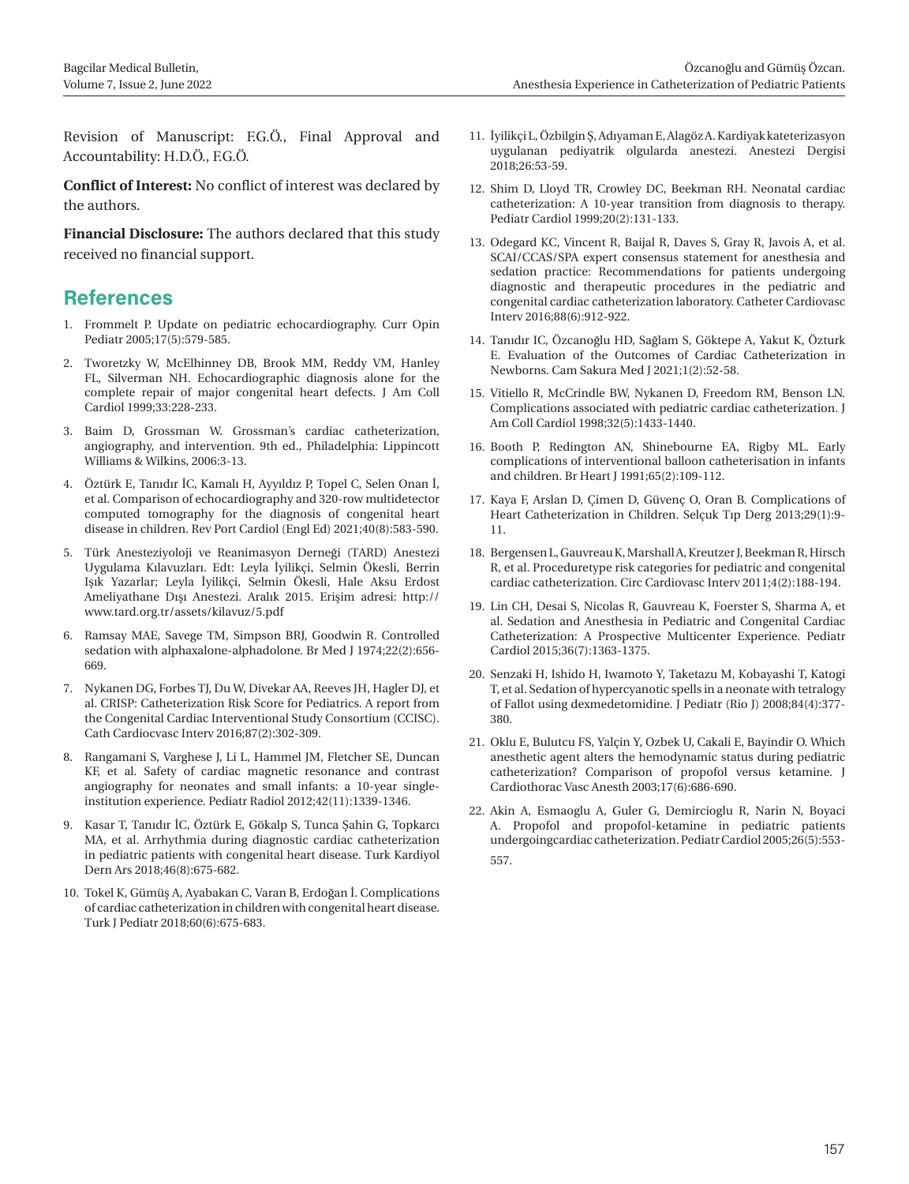Revision of Manuscript: F.G.Ö., Final Approval and Accountability: H.D.Ö., F.G.Ö.

**Conflict of Interest:** No conflict of interest was declared by the authors.

**Financial Disclosure:** The authors declared that this study received no financial support.

## References

1. Frommelt P. Update on pediatric echocardiography. Curr Opin Pediatr 2005;17(5):579-585.
2. Tworetzky W, McElhinney DB, Brook MM, Reddy VM, Hanley FL, Silverman NH. Echocardiographic diagnosis alone for the complete repair of major congenital heart defects. J Am Coll Cardiol 1999;33:228-233.
3. Baim D, Grossman W. Grossman's cardiac catheterization, angiography, and intervention. 9th ed., Philadelphia: Lippincott Williams & Wilkins, 2006:3-13.
4. Öztürk E, Tanıdır İC, Kamalı H, Ayyıldız P, Topel C, Selen Onan İ, et al. Comparison of echocardiography and 320-row multidetector computed tomography for the diagnosis of congenital heart disease in children. Rev Port Cardiol (Engl Ed) 2021;40(8):583-590.
5. Türk Anesteziyoloji ve Reanimasyon Derneği (TARD) Anestezi Uygulama Kılavuzları. Edt: Leyla İyilikçi, Selmin Ökesli, Berrin Işık Yazarlar; Leyla İyilikçi, Selmin Ökesli, Hale Aksu Erdost Ameliyathane Dışı Anestezi. Aralık 2015. Erişim adresi: http://www.tard.org.tr/assets/kilavuz/5.pdf
6. Ramsay MAE, Savege TM, Simpson BRJ, Goodwin R. Controlled sedation with alphaxalone-alphadolone. Br Med J 1974;22(2):656-669.
7. Nykanen DG, Forbes TJ, Du W, Divekar AA, Reeves JH, Hagler DJ, et al. CRISP: Catheterization Risk Score for Pediatrics. A report from the Congenital Cardiac Interventional Study Consortium (CCISC). Cath Cardiocvasc Interv 2016;87(2):302-309.
8. Rangamani S, Varghese J, Li L, Hammel JM, Fletcher SE, Duncan KF, et al. Safety of cardiac magnetic resonance and contrast angiography for neonates and small infants: a 10-year single-institution experience. Pediatr Radiol 2012;42(11):1339-1346.
9. Kasar T, Tanıdır İC, Öztürk E, Gökalp S, Tunca Şahin G, Topkarcı MA, et al. Arrhythmia during diagnostic cardiac catheterization in pediatric patients with congenital heart disease. Turk Kardiyol Dern Ars 2018;46(8):675-682.
10. Tokel K, Gümüş A, Ayabakan C, Varan B, Erdoğan İ. Complications of cardiac catheterization in children with congenital heart disease. Turk J Pediatr 2018;60(6):675-683.
11. İyilikçi L, Özbilgin Ş, Adıyaman E, Alagöz A. Kardiyak kateterizasyon uygulanan pediyatrik olgularda anestezi. Anestezi Dergisi 2018;26:53-59.
12. Shim D, Lloyd TR, Crowley DC, Beekman RH. Neonatal cardiac catheterization: A 10-year transition from diagnosis to therapy. Pediatr Cardiol 1999;20(2):131-133.
13. Odegard KC, Vincent R, Baijal R, Daves S, Gray R, Javois A, et al. SCAI/CCAS/SPA expert consensus statement for anesthesia and sedation practice: Recommendations for patients undergoing diagnostic and therapeutic procedures in the pediatric and congenital cardiac catheterization laboratory. Catheter Cardiovasc Interv 2016;88(6):912-922.
14. Tanıdır IC, Özcanoğlu HD, Sağlam S, Göktepe A, Yakut K, Özturk E. Evaluation of the Outcomes of Cardiac Catheterization in Newborns. Cam Sakura Med J 2021;1(2):52-58.
15. Vitiello R, McCrindle BW, Nykanen D, Freedom RM, Benson LN. Complications associated with pediatric cardiac catheterization. J Am Coll Cardiol 1998;32(5):1433-1440.
16. Booth P, Redington AN, Shinebourne EA, Rigby ML. Early complications of interventional balloon catheterisation in infants and children. Br Heart J 1991;65(2):109-112.
17. Kaya F, Arslan D, Çimen D, Güvenç O, Oran B. Complications of Heart Catheterization in Children. Selçuk Tıp Derg 2013;29(1):9-11.
18. Bergensen L, Gauvreau K, Marshall A, Kreutzer J, Beekman R, Hirsch R, et al. Proceduretype risk categories for pediatric and congenital cardiac catheterization. Circ Cardiovasc Interv 2011;4(2):188-194.
19. Lin CH, Desai S, Nicolas R, Gauvreau K, Foerster S, Sharma A, et al. Sedation and Anesthesia in Pediatric and Congenital Cardiac Catheterization: A Prospective Multicenter Experience. Pediatr Cardiol 2015;36(7):1363-1375.
20. Senzaki H, Ishido H, Iwamoto Y, Taketazu M, Kobayashi T, Katogi T, et al. Sedation of hypercyanotic spells in a neonate with tetralogy of Fallot using dexmedetomidine. J Pediatr (Rio J) 2008;84(4):377-380.
21. Oklu E, Bulutcu FS, Yalçin Y, Ozbek U, Cakali E, Bayindir O. Which anesthetic agent alters the hemodynamic status during pediatric catheterization? Comparison of propofol versus ketamine. J Cardiothorac Vasc Anesth 2003;17(6):686-690.
22. Akin A, Esmaoglu A, Guler G, Demircioglu R, Narin N, Boyaci A. Propofol and propofol-ketamine in pediatric patients undergoingcardiac catheterization. Pediatr Cardiol 2005;26(5):553-557.